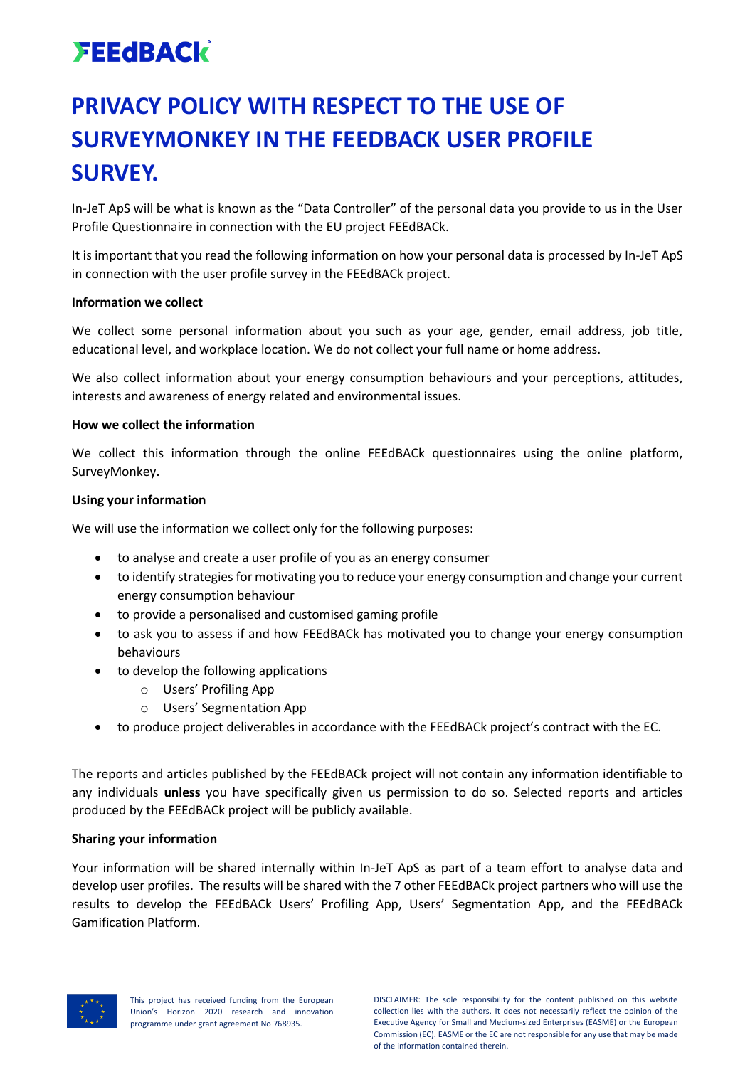# PRIVACY POLICY WITH RESPECT TO THE USE OF SURVEYMONKEY IN THE FEEDBACK USER PROFILE SURVEY.

In-JeT ApS will be what is known as the "Data Controller" of the personal data you provide to us in the User Profile Questionnaire in connection with the EU project FEEdBACk.

It is important that you read the following information on how your personal data is processed by In-JeT ApS in connection with the user profile survey in the FEEdBACk project.

**Information we collect**

We collect some personal information about you such as your age, gender, email address, job title, educational level, and workplace location. We do not collect your full name or home address.

We also collect information about your energy consumption behaviours and your perceptions, attitudes, interests and awareness of energy related and environmental issues.

**How we collect the information**

We collect this information through the online FEEdBACk questionnaires using the online platform, SurveyMonkey.

**Using your information**

We will use the information we collect only for the following purposes:

- to analyse and create a user profile of you as an energy consumer
- to identify strategies for motivating you to reduce your energy consumption and change your current energy consumption behaviour
- to provide a personalised and customised gaming profile
- to ask you to assess if and how FEEdBACk has motivated you to change your energy consumption behaviours
- to develop the following applications
  - Users' Profiling App
  - Users' Segmentation App
- to produce project deliverables in accordance with the FEEdBACk project's contract with the EC.

The reports and articles published by the FEEdBACk project will not contain any information identifiable to any individuals **unless** you have specifically given us permission to do so. Selected reports and articles produced by the FEEdBACk project will be publicly available.

**Sharing your information**

Your information will be shared internally within In-JeT ApS as part of a team effort to analyse data and develop user profiles. The results will be shared with the 7 other FEEdBACk project partners who will use the results to develop the FEEdBACk Users' Profiling App, Users' Segmentation App, and the FEEdBACk Gamification Platform.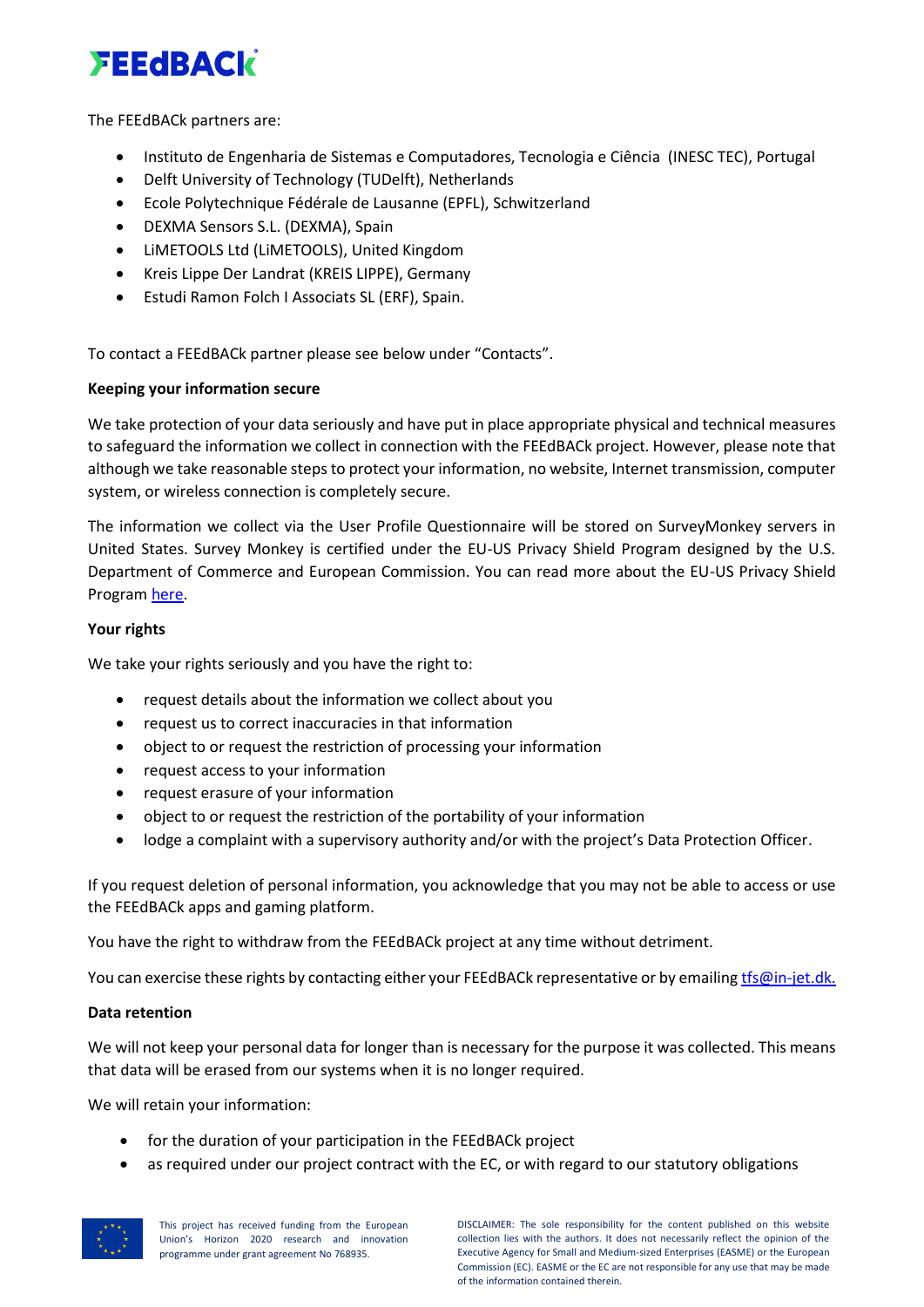The FEEdBACk partners are:

- Instituto de Engenharia de Sistemas e Computadores, Tecnologia e Ciência (INESC TEC), Portugal
- Delft University of Technology (TUDelft), Netherlands
- Ecole Polytechnique Fédérale de Lausanne (EPFL), Schwitzerland
- DEXMA Sensors S.L. (DEXMA), Spain
- LiMETOOLS Ltd (LiMETOOLS), United Kingdom
- Kreis Lippe Der Landrat (KREIS LIPPE), Germany
- Estudi Ramon Folch I Associats SL (ERF), Spain.

To contact a FEEdBACk partner please see below under "Contacts".

**Keeping your information secure**

We take protection of your data seriously and have put in place appropriate physical and technical measures to safeguard the information we collect in connection with the FEEdBACk project. However, please note that although we take reasonable steps to protect your information, no website, Internet transmission, computer system, or wireless connection is completely secure.

The information we collect via the User Profile Questionnaire will be stored on SurveyMonkey servers in United States. Survey Monkey is certified under the EU-US Privacy Shield Program designed by the U.S. Department of Commerce and European Commission. You can read more about the EU-US Privacy Shield Program here.

**Your rights**

We take your rights seriously and you have the right to:

- request details about the information we collect about you
- request us to correct inaccuracies in that information
- object to or request the restriction of processing your information
- request access to your information
- request erasure of your information
- object to or request the restriction of the portability of your information
- lodge a complaint with a supervisory authority and/or with the project's Data Protection Officer.

If you request deletion of personal information, you acknowledge that you may not be able to access or use the FEEdBACk apps and gaming platform.

You have the right to withdraw from the FEEdBACk project at any time without detriment.

You can exercise these rights by contacting either your FEEdBACk representative or by emailing tfs@in-jet.dk.

**Data retention**

We will not keep your personal data for longer than is necessary for the purpose it was collected. This means that data will be erased from our systems when it is no longer required.

We will retain your information:

- for the duration of your participation in the FEEdBACk project
- as required under our project contract with the EC, or with regard to our statutory obligations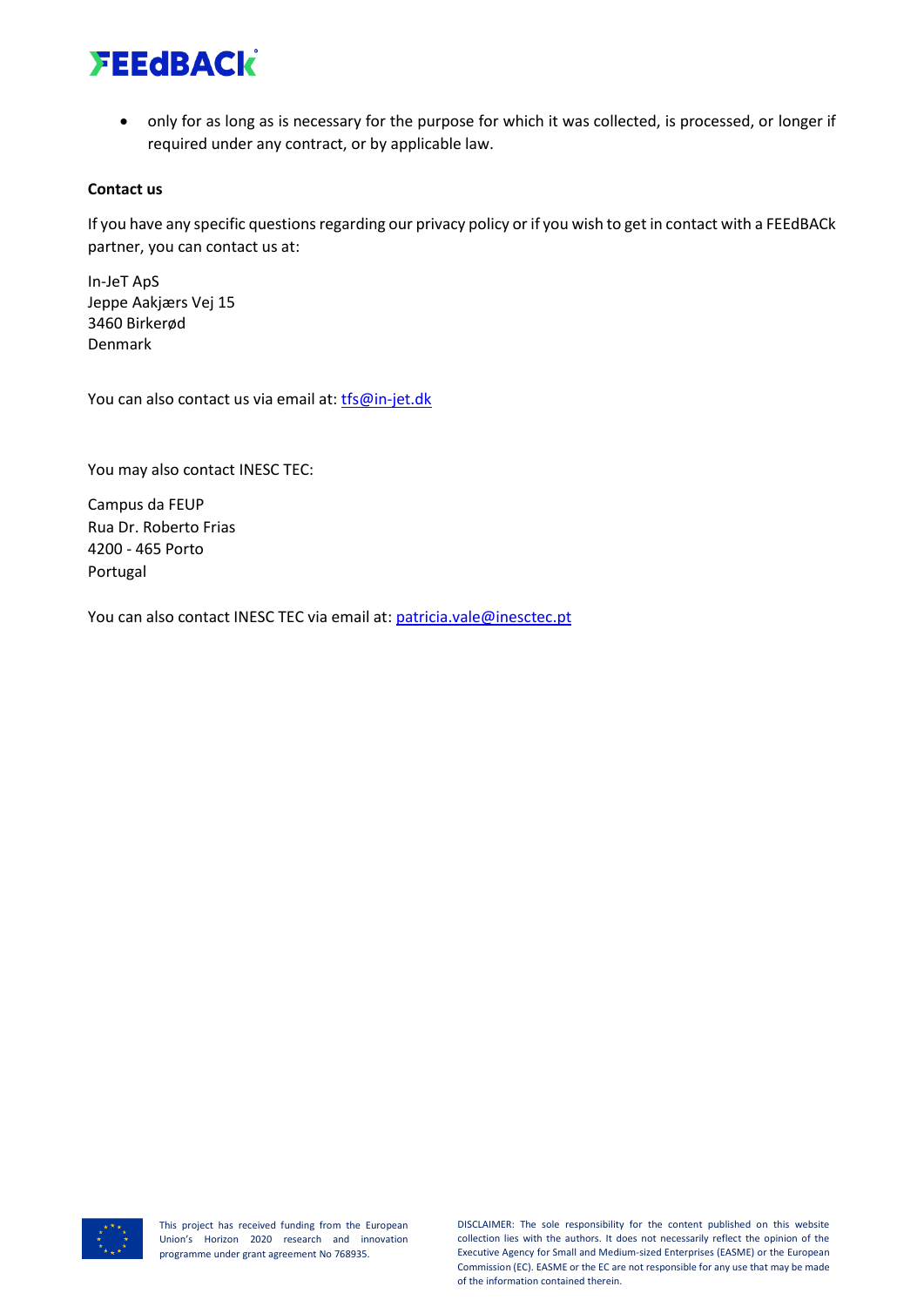- only for as long as is necessary for the purpose for which it was collected, is processed, or longer if required under any contract, or by applicable law.

**Contact us**

If you have any specific questions regarding our privacy policy or if you wish to get in contact with a FEEdBACk partner, you can contact us at:

In-JeT ApS
Jeppe Aakjærs Vej 15
3460 Birkerød
Denmark

You can also contact us via email at: tfs@in-jet.dk

You may also contact INESC TEC:

Campus da FEUP
Rua Dr. Roberto Frias
4200 - 465 Porto
Portugal

You can also contact INESC TEC via email at: patricia.vale@inesctec.pt